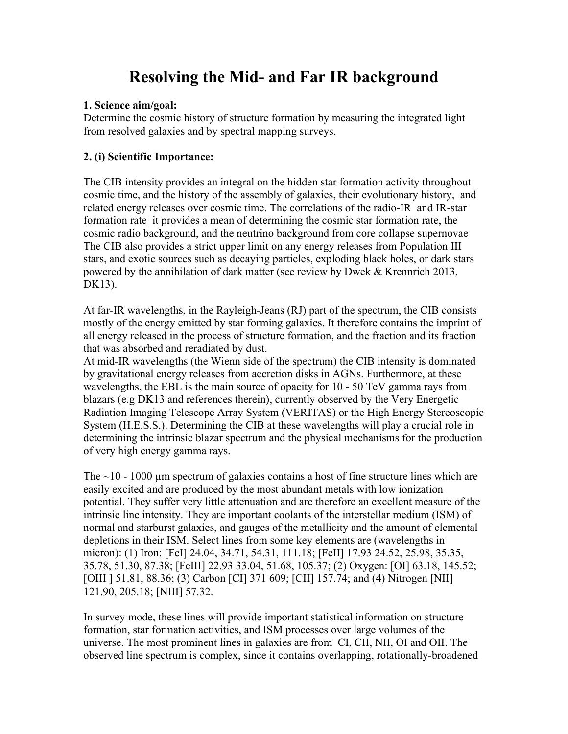# Resolving the Mid- and Far IR background

**1. Science aim/goal:**
Determine the cosmic history of structure formation by measuring the integrated light from resolved galaxies and by spectral mapping surveys.

**2. (i) Scientific Importance:**

The CIB intensity provides an integral on the hidden star formation activity throughout cosmic time, and the history of the assembly of galaxies, their evolutionary history, and related energy releases over cosmic time. The correlations of the radio-IR and IR-star formation rate it provides a mean of determining the cosmic star formation rate, the cosmic radio background, and the neutrino background from core collapse supernovae The CIB also provides a strict upper limit on any energy releases from Population III stars, and exotic sources such as decaying particles, exploding black holes, or dark stars powered by the annihilation of dark matter (see review by Dwek & Krennrich 2013, DK13).

At far-IR wavelengths, in the Rayleigh-Jeans (RJ) part of the spectrum, the CIB consists mostly of the energy emitted by star forming galaxies. It therefore contains the imprint of all energy released in the process of structure formation, and the fraction and its fraction that was absorbed and reradiated by dust.
At mid-IR wavelengths (the Wienn side of the spectrum) the CIB intensity is dominated by gravitational energy releases from accretion disks in AGNs. Furthermore, at these wavelengths, the EBL is the main source of opacity for 10 - 50 TeV gamma rays from blazars (e.g DK13 and references therein), currently observed by the Very Energetic Radiation Imaging Telescope Array System (VERITAS) or the High Energy Stereoscopic System (H.E.S.S.). Determining the CIB at these wavelengths will play a crucial role in determining the intrinsic blazar spectrum and the physical mechanisms for the production of very high energy gamma rays.

The ~10 - 1000 μm spectrum of galaxies contains a host of fine structure lines which are easily excited and are produced by the most abundant metals with low ionization potential. They suffer very little attenuation and are therefore an excellent measure of the intrinsic line intensity. They are important coolants of the interstellar medium (ISM) of normal and starburst galaxies, and gauges of the metallicity and the amount of elemental depletions in their ISM. Select lines from some key elements are (wavelengths in micron): (1) Iron: [FeI] 24.04, 34.71, 54.31, 111.18; [FeII] 17.93 24.52, 25.98, 35.35, 35.78, 51.30, 87.38; [FeIII] 22.93 33.04, 51.68, 105.37; (2) Oxygen: [OI] 63.18, 145.52; [OIII ] 51.81, 88.36; (3) Carbon [CI] 371 609; [CII] 157.74; and (4) Nitrogen [NII] 121.90, 205.18; [NIII] 57.32.

In survey mode, these lines will provide important statistical information on structure formation, star formation activities, and ISM processes over large volumes of the universe. The most prominent lines in galaxies are from CI, CII, NII, OI and OII. The observed line spectrum is complex, since it contains overlapping, rotationally-broadened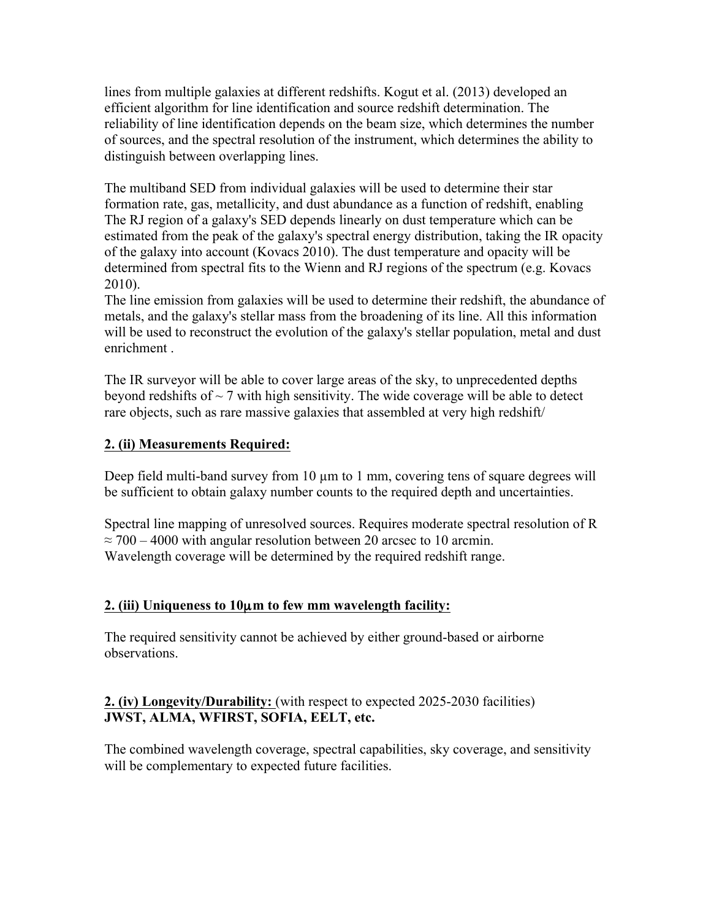lines from multiple galaxies at different redshifts. Kogut et al. (2013) developed an efficient algorithm for line identification and source redshift determination. The reliability of line identification depends on the beam size, which determines the number of sources, and the spectral resolution of the instrument, which determines the ability to distinguish between overlapping lines.

The multiband SED from individual galaxies will be used to determine their star formation rate, gas, metallicity, and dust abundance as a function of redshift, enabling The RJ region of a galaxy's SED depends linearly on dust temperature which can be estimated from the peak of the galaxy's spectral energy distribution, taking the IR opacity of the galaxy into account (Kovacs 2010). The dust temperature and opacity will be determined from spectral fits to the Wienn and RJ regions of the spectrum (e.g. Kovacs 2010).

The line emission from galaxies will be used to determine their redshift, the abundance of metals, and the galaxy's stellar mass from the broadening of its line. All this information will be used to reconstruct the evolution of the galaxy's stellar population, metal and dust enrichment .

The IR surveyor will be able to cover large areas of the sky, to unprecedented depths beyond redshifts of ~ 7 with high sensitivity. The wide coverage will be able to detect rare objects, such as rare massive galaxies that assembled at very high redshift/

**2. (ii) Measurements Required:**

Deep field multi-band survey from 10 μm to 1 mm, covering tens of square degrees will be sufficient to obtain galaxy number counts to the required depth and uncertainties.

Spectral line mapping of unresolved sources. Requires moderate spectral resolution of $R \approx 700 - 4000$ with angular resolution between 20 arcsec to 10 arcmin.
Wavelength coverage will be determined by the required redshift range.

**2. (iii) Uniqueness to 10μm to few mm wavelength facility:**

The required sensitivity cannot be achieved by either ground-based or airborne observations.

**2. (iv) Longevity/Durability:** (with respect to expected 2025-2030 facilities)
**JWST, ALMA, WFIRST, SOFIA, EELT, etc.**

The combined wavelength coverage, spectral capabilities, sky coverage, and sensitivity will be complementary to expected future facilities.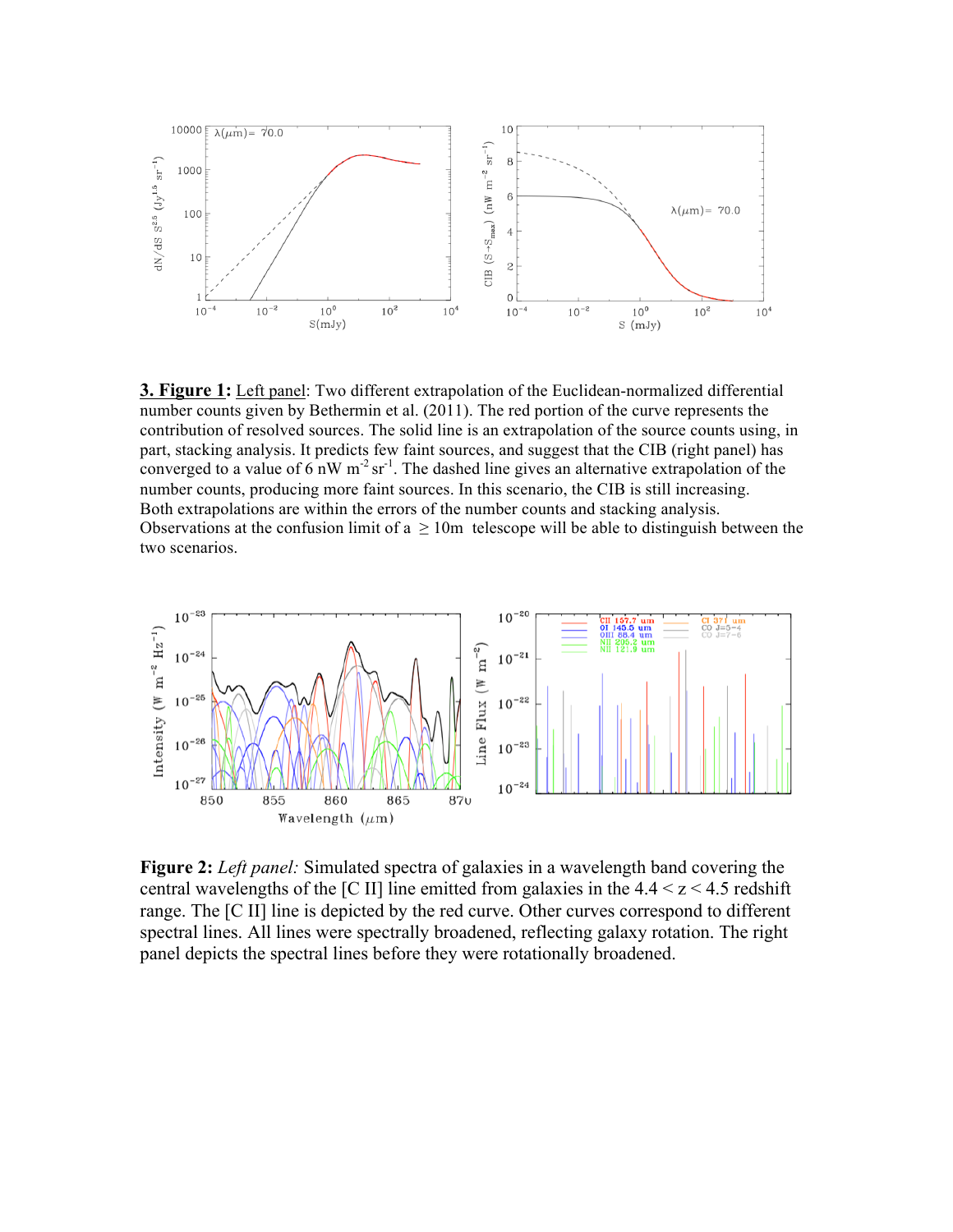10000
λ(μm)= 70.0
1000
100
10
1
$10^{-4}$ $10^{-2}$ $10^{0}$ $10^{2}$ $10^{4}$
S(mJy)
dN/dS $S^{2.5}$ ($Jy^{1.5}$ $sr^{-1}$)

10
8
6
4
2
0
λ(μm)= 70.0
$10^{-4}$ $10^{-2}$ $10^{0}$ $10^{2}$ $10^{4}$
S (mJy)
CIB ($S \to S_{max}$) (nW $m^{-2}$ $sr^{-1}$)

**3. Figure 1:** Left panel: Two different extrapolation of the Euclidean-normalized differential number counts given by Bethermin et al. (2011). The red portion of the curve represents the contribution of resolved sources. The solid line is an extrapolation of the source counts using, in part, stacking analysis. It predicts few faint sources, and suggest that the CIB (right panel) has converged to a value of 6 nW $m^{-2}$ $sr^{-1}$. The dashed line gives an alternative extrapolation of the number counts, producing more faint sources. In this scenario, the CIB is still increasing. Both extrapolations are within the errors of the number counts and stacking analysis. Observations at the confusion limit of a ≥ 10m telescope will be able to distinguish between the two scenarios.

$10^{-23}$
$10^{-24}$
$10^{-25}$
$10^{-26}$
$10^{-27}$
850 855 860 865 870
Wavelength (μm)
Intensity (W $m^{-2}$ $Hz^{-1}$)

$10^{-20}$
$10^{-21}$
$10^{-22}$
$10^{-23}$
$10^{-24}$
Line Flux (W $m^{-2}$)
CII 157.7 um
OI 145.5 um
OIII 88.4 um
NII 205.2 um
NII 121.9 um
CI 371 um
CO J=5−4
CO J=7−6

**Figure 2:** *Left panel:* Simulated spectra of galaxies in a wavelength band covering the central wavelengths of the [C II] line emitted from galaxies in the 4.4 < z < 4.5 redshift range. The [C II] line is depicted by the red curve. Other curves correspond to different spectral lines. All lines were spectrally broadened, reflecting galaxy rotation. The right panel depicts the spectral lines before they were rotationally broadened.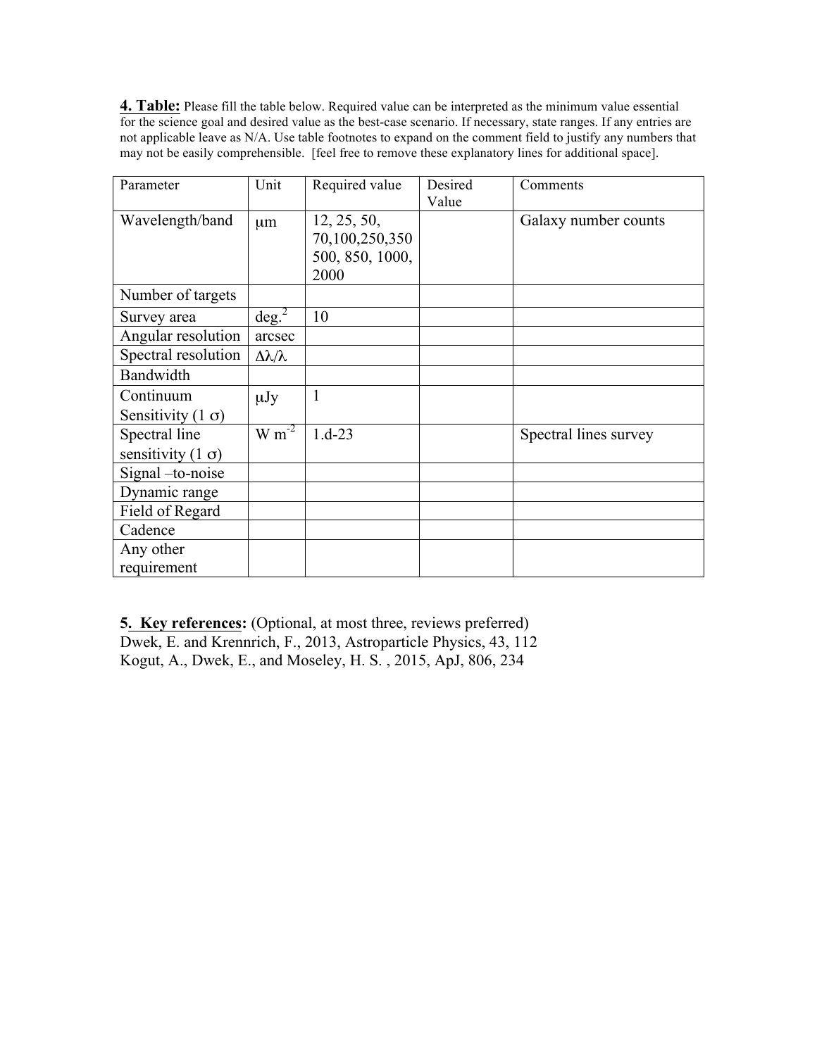**4. Table:** Please fill the table below. Required value can be interpreted as the minimum value essential for the science goal and desired value as the best-case scenario. If necessary, state ranges. If any entries are not applicable leave as N/A. Use table footnotes to expand on the comment field to justify any numbers that may not be easily comprehensible. [feel free to remove these explanatory lines for additional space].

| Parameter | Unit | Required value | Desired Value | Comments |
|---|---|---|---|---|
| Wavelength/band | μm | 12, 25, 50, 70,100,250,350 500, 850, 1000, 2000 | | Galaxy number counts |
| Number of targets | | | | |
| Survey area | deg.$^2$ | 10 | | |
| Angular resolution | arcsec | | | |
| Spectral resolution | $\Delta\lambda/\lambda$ | | | |
| Bandwidth | | | | |
| Continuum Sensitivity (1 σ) | μJy | 1 | | |
| Spectral line sensitivity (1 σ) | W m$^{-2}$ | 1.d-23 | | Spectral lines survey |
| Signal –to-noise | | | | |
| Dynamic range | | | | |
| Field of Regard | | | | |
| Cadence | | | | |
| Any other requirement | | | | |

**5. Key references:** (Optional, at most three, reviews preferred)
Dwek, E. and Krennrich, F., 2013, Astroparticle Physics, 43, 112
Kogut, A., Dwek, E., and Moseley, H. S. , 2015, ApJ, 806, 234